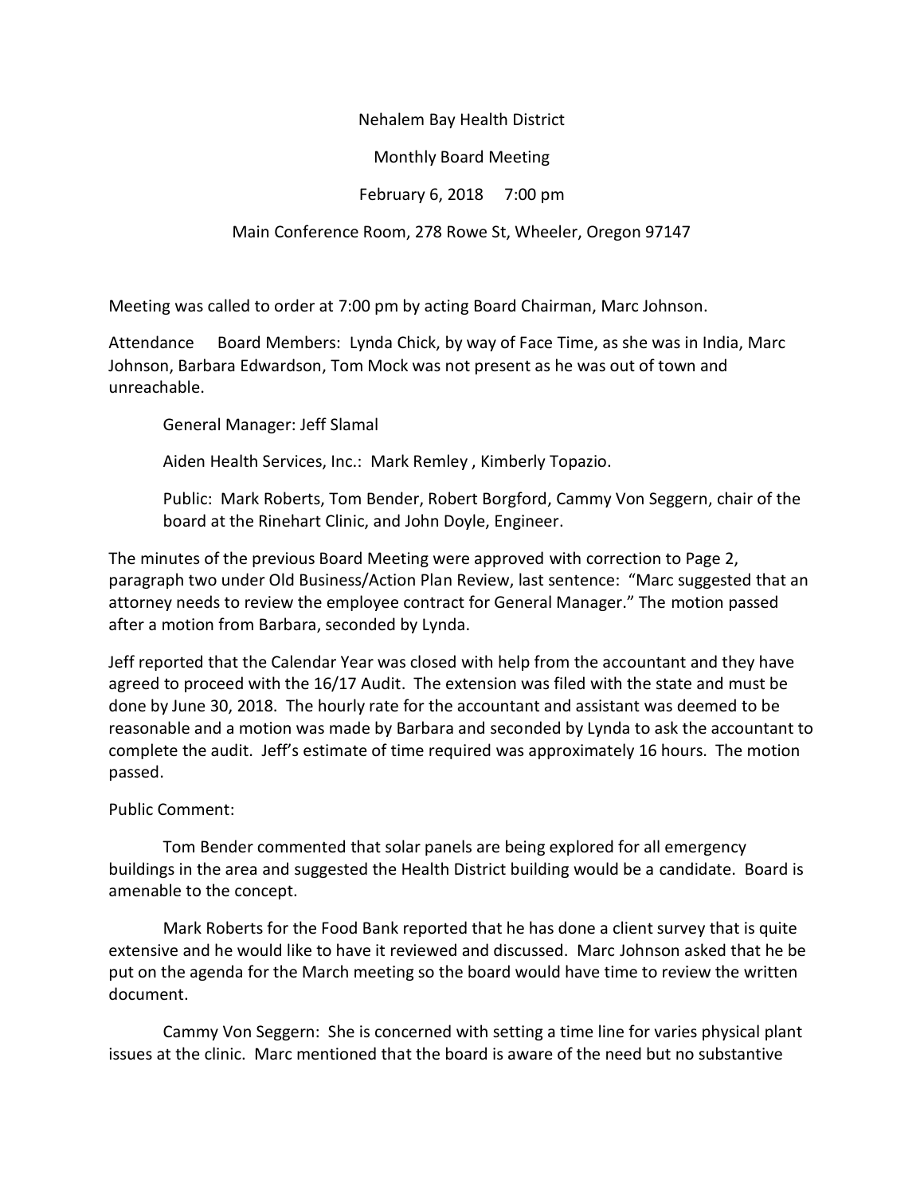Nehalem Bay Health District

Monthly Board Meeting

February 6, 2018 7:00 pm

Main Conference Room, 278 Rowe St, Wheeler, Oregon 97147

Meeting was called to order at 7:00 pm by acting Board Chairman, Marc Johnson.

Attendance Board Members: Lynda Chick, by way of Face Time, as she was in India, Marc Johnson, Barbara Edwardson, Tom Mock was not present as he was out of town and unreachable.

General Manager: Jeff Slamal

Aiden Health Services, Inc.: Mark Remley , Kimberly Topazio.

Public: Mark Roberts, Tom Bender, Robert Borgford, Cammy Von Seggern, chair of the board at the Rinehart Clinic, and John Doyle, Engineer.

The minutes of the previous Board Meeting were approved with correction to Page 2, paragraph two under Old Business/Action Plan Review, last sentence: "Marc suggested that an attorney needs to review the employee contract for General Manager." The motion passed after a motion from Barbara, seconded by Lynda.

Jeff reported that the Calendar Year was closed with help from the accountant and they have agreed to proceed with the 16/17 Audit. The extension was filed with the state and must be done by June 30, 2018. The hourly rate for the accountant and assistant was deemed to be reasonable and a motion was made by Barbara and seconded by Lynda to ask the accountant to complete the audit. Jeff's estimate of time required was approximately 16 hours. The motion passed.

Public Comment:

Tom Bender commented that solar panels are being explored for all emergency buildings in the area and suggested the Health District building would be a candidate. Board is amenable to the concept.

Mark Roberts for the Food Bank reported that he has done a client survey that is quite extensive and he would like to have it reviewed and discussed. Marc Johnson asked that he be put on the agenda for the March meeting so the board would have time to review the written document.

Cammy Von Seggern: She is concerned with setting a time line for varies physical plant issues at the clinic. Marc mentioned that the board is aware of the need but no substantive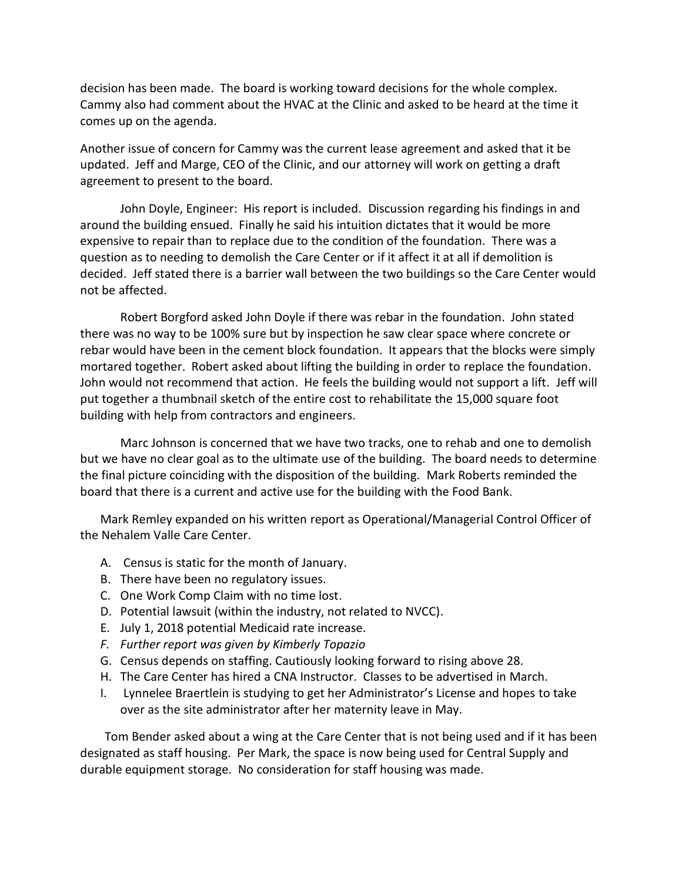decision has been made. The board is working toward decisions for the whole complex. Cammy also had comment about the HVAC at the Clinic and asked to be heard at the time it comes up on the agenda.

Another issue of concern for Cammy was the current lease agreement and asked that it be updated. Jeff and Marge, CEO of the Clinic, and our attorney will work on getting a draft agreement to present to the board.

John Doyle, Engineer: His report is included. Discussion regarding his findings in and around the building ensued. Finally he said his intuition dictates that it would be more expensive to repair than to replace due to the condition of the foundation. There was a question as to needing to demolish the Care Center or if it affect it at all if demolition is decided. Jeff stated there is a barrier wall between the two buildings so the Care Center would not be affected.

Robert Borgford asked John Doyle if there was rebar in the foundation. John stated there was no way to be 100% sure but by inspection he saw clear space where concrete or rebar would have been in the cement block foundation. It appears that the blocks were simply mortared together. Robert asked about lifting the building in order to replace the foundation. John would not recommend that action. He feels the building would not support a lift. Jeff will put together a thumbnail sketch of the entire cost to rehabilitate the 15,000 square foot building with help from contractors and engineers.

Marc Johnson is concerned that we have two tracks, one to rehab and one to demolish but we have no clear goal as to the ultimate use of the building. The board needs to determine the final picture coinciding with the disposition of the building. Mark Roberts reminded the board that there is a current and active use for the building with the Food Bank.

Mark Remley expanded on his written report as Operational/Managerial Control Officer of the Nehalem Valle Care Center.

A. Census is static for the month of January.
B. There have been no regulatory issues.
C. One Work Comp Claim with no time lost.
D. Potential lawsuit (within the industry, not related to NVCC).
E. July 1, 2018 potential Medicaid rate increase.
F. *Further report was given by Kimberly Topazio*
G. Census depends on staffing. Cautiously looking forward to rising above 28.
H. The Care Center has hired a CNA Instructor. Classes to be advertised in March.
I. Lynnelee Braertlein is studying to get her Administrator's License and hopes to take over as the site administrator after her maternity leave in May.

Tom Bender asked about a wing at the Care Center that is not being used and if it has been designated as staff housing. Per Mark, the space is now being used for Central Supply and durable equipment storage. No consideration for staff housing was made.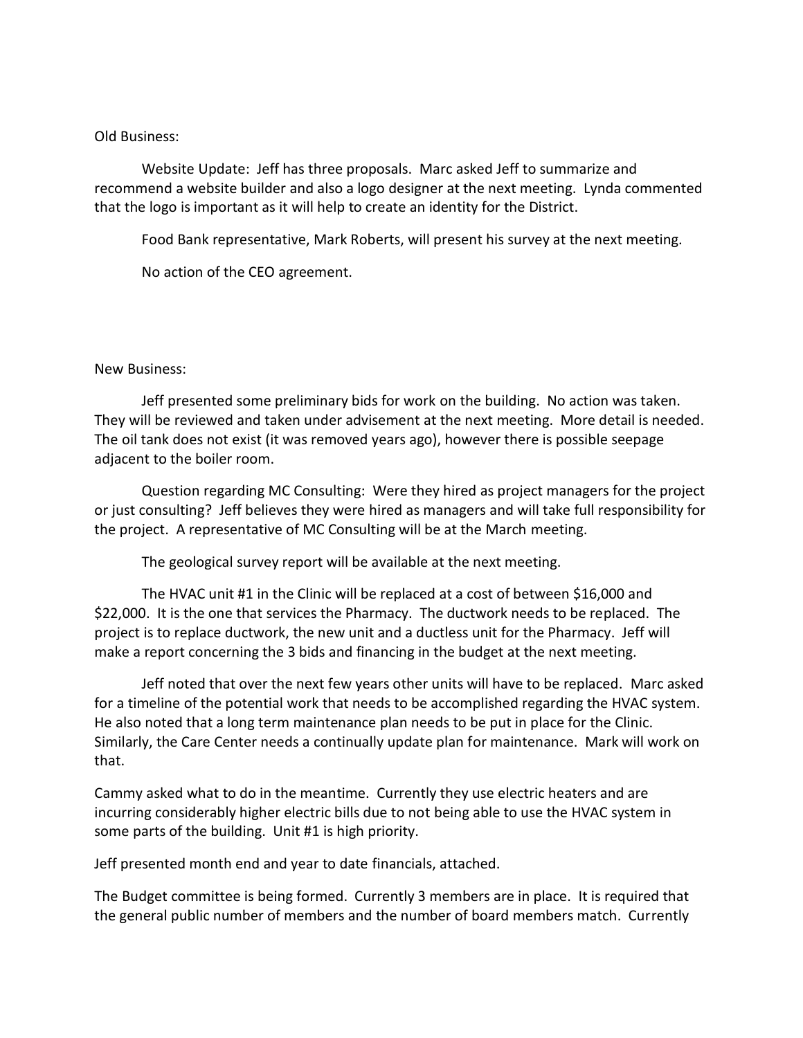Old Business:

Website Update: Jeff has three proposals. Marc asked Jeff to summarize and recommend a website builder and also a logo designer at the next meeting. Lynda commented that the logo is important as it will help to create an identity for the District.

Food Bank representative, Mark Roberts, will present his survey at the next meeting.

No action of the CEO agreement.

New Business:

Jeff presented some preliminary bids for work on the building. No action was taken. They will be reviewed and taken under advisement at the next meeting. More detail is needed. The oil tank does not exist (it was removed years ago), however there is possible seepage adjacent to the boiler room.

Question regarding MC Consulting: Were they hired as project managers for the project or just consulting? Jeff believes they were hired as managers and will take full responsibility for the project. A representative of MC Consulting will be at the March meeting.

The geological survey report will be available at the next meeting.

The HVAC unit #1 in the Clinic will be replaced at a cost of between $16,000 and $22,000. It is the one that services the Pharmacy. The ductwork needs to be replaced. The project is to replace ductwork, the new unit and a ductless unit for the Pharmacy. Jeff will make a report concerning the 3 bids and financing in the budget at the next meeting.

Jeff noted that over the next few years other units will have to be replaced. Marc asked for a timeline of the potential work that needs to be accomplished regarding the HVAC system. He also noted that a long term maintenance plan needs to be put in place for the Clinic. Similarly, the Care Center needs a continually update plan for maintenance. Mark will work on that.

Cammy asked what to do in the meantime. Currently they use electric heaters and are incurring considerably higher electric bills due to not being able to use the HVAC system in some parts of the building. Unit #1 is high priority.

Jeff presented month end and year to date financials, attached.

The Budget committee is being formed. Currently 3 members are in place. It is required that the general public number of members and the number of board members match. Currently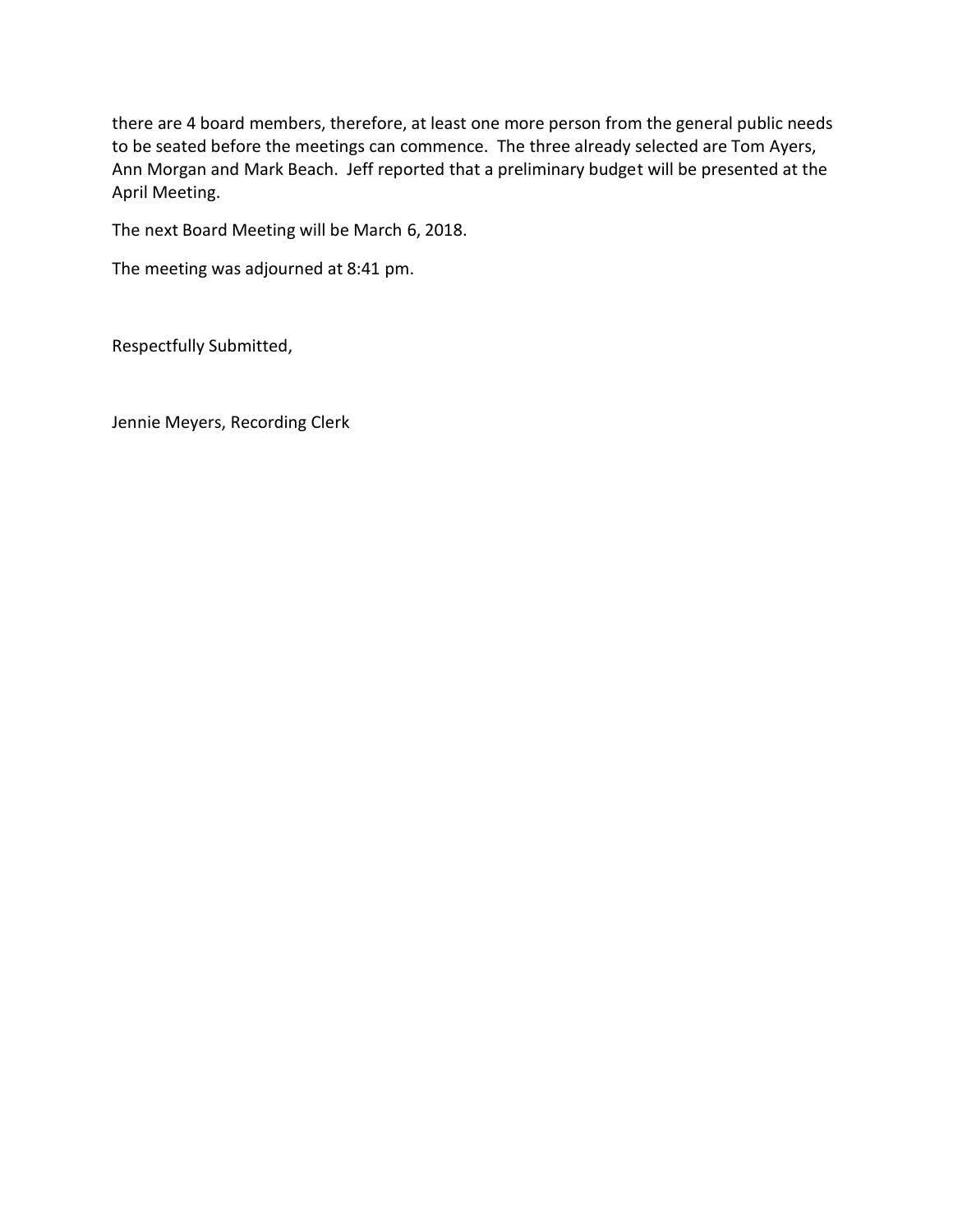there are 4 board members, therefore, at least one more person from the general public needs to be seated before the meetings can commence. The three already selected are Tom Ayers, Ann Morgan and Mark Beach. Jeff reported that a preliminary budget will be presented at the April Meeting.

The next Board Meeting will be March 6, 2018.

The meeting was adjourned at 8:41 pm.

Respectfully Submitted,

Jennie Meyers, Recording Clerk